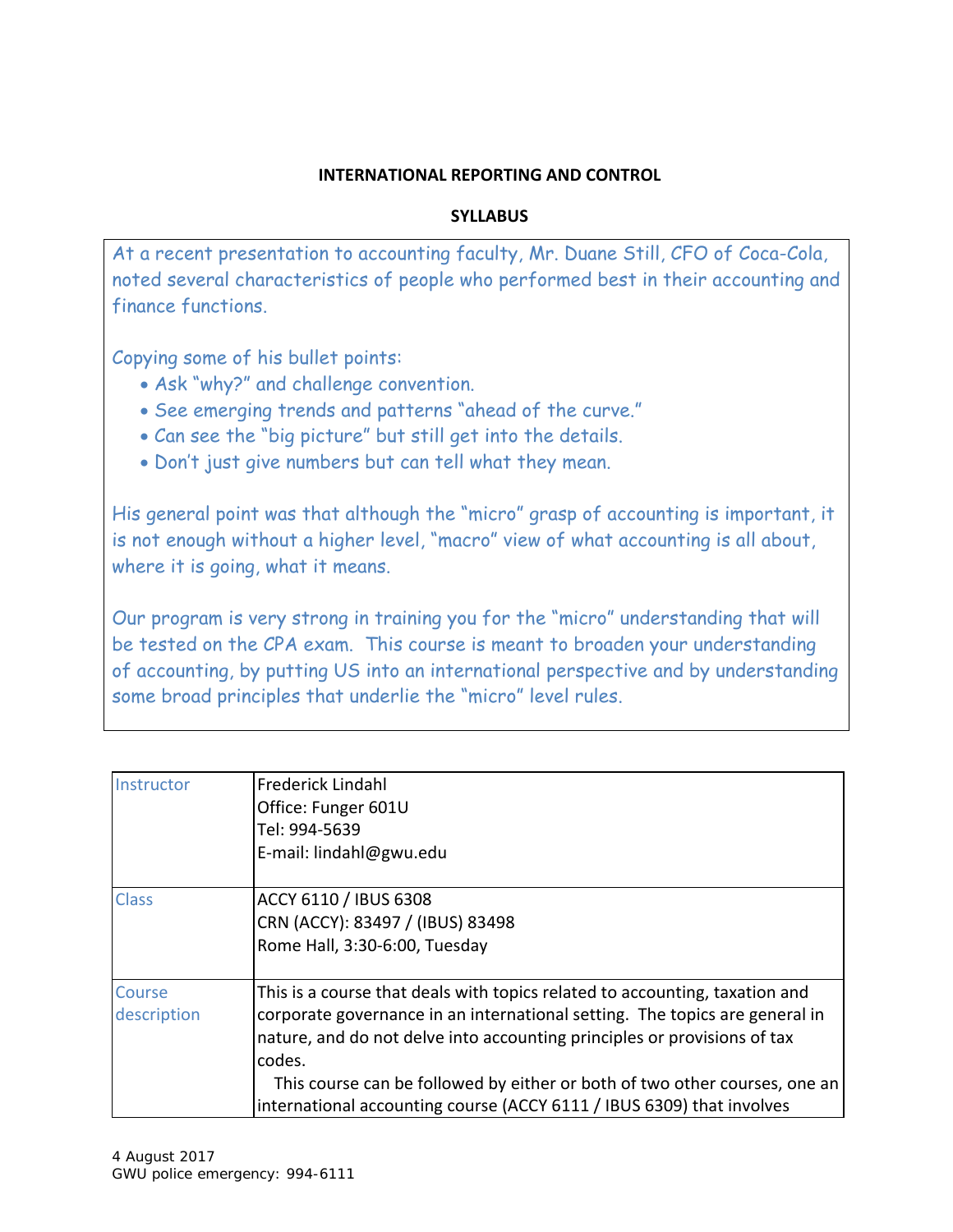# INTERNATIONAL REPORTING AND CONTROL

## SYLLABUS

At a recent presentation to accounting faculty, Mr. Duane Still, CFO of Coca-Cola, noted several characteristics of people who performed best in their accounting and finance functions.

Copying some of his bullet points:

- Ask "why?" and challenge convention.
- See emerging trends and patterns "ahead of the curve."
- Can see the "big picture" but still get into the details.
- Don't just give numbers but can tell what they mean.

His general point was that although the "micro" grasp of accounting is important, it is not enough without a higher level, "macro" view of what accounting is all about, where it is going, what it means.

Our program is very strong in training you for the "micro" understanding that will be tested on the CPA exam. This course is meant to broaden your understanding of accounting, by putting US into an international perspective and by understanding some broad principles that underlie the "micro" level rules.

| | |
|---|---|
| Instructor | Frederick Lindahl<br>Office: Funger 601U<br>Tel: 994-5639<br>E-mail: lindahl@gwu.edu |
| Class | ACCY 6110 / IBUS 6308<br>CRN (ACCY): 83497 / (IBUS) 83498<br>Rome Hall, 3:30-6:00, Tuesday |
| Course description | This is a course that deals with topics related to accounting, taxation and corporate governance in an international setting. The topics are general in nature, and do not delve into accounting principles or provisions of tax codes.<br>This course can be followed by either or both of two other courses, one an international accounting course (ACCY 6111 / IBUS 6309) that involves |

4 August 2017
GWU police emergency: 994-6111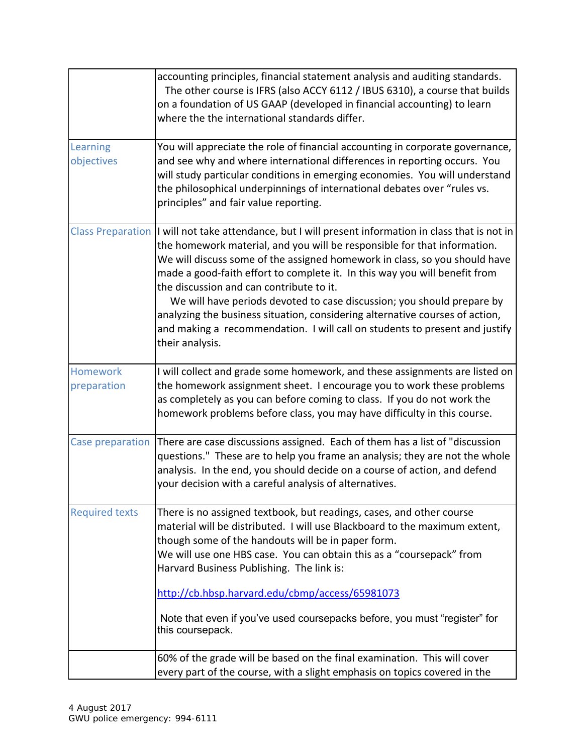| | |
|---|---|
| | accounting principles, financial statement analysis and auditing standards. The other course is IFRS (also ACCY 6112 / IBUS 6310), a course that builds on a foundation of US GAAP (developed in financial accounting) to learn where the the international standards differ. |
| Learning objectives | You will appreciate the role of financial accounting in corporate governance, and see why and where international differences in reporting occurs. You will study particular conditions in emerging economies. You will understand the philosophical underpinnings of international debates over "rules vs. principles" and fair value reporting. |
| Class Preparation | I will not take attendance, but I will present information in class that is not in the homework material, and you will be responsible for that information. We will discuss some of the assigned homework in class, so you should have made a good-faith effort to complete it. In this way you will benefit from the discussion and can contribute to it.<br>We will have periods devoted to case discussion; you should prepare by analyzing the business situation, considering alternative courses of action, and making a recommendation. I will call on students to present and justify their analysis. |
| Homework preparation | I will collect and grade some homework, and these assignments are listed on the homework assignment sheet. I encourage you to work these problems as completely as you can before coming to class. If you do not work the homework problems before class, you may have difficulty in this course. |
| Case preparation | There are case discussions assigned. Each of them has a list of "discussion questions." These are to help you frame an analysis; they are not the whole analysis. In the end, you should decide on a course of action, and defend your decision with a careful analysis of alternatives. |
| Required texts | There is no assigned textbook, but readings, cases, and other course material will be distributed. I will use Blackboard to the maximum extent, though some of the handouts will be in paper form.<br>We will use one HBS case. You can obtain this as a "coursepack" from Harvard Business Publishing. The link is:<br><br>http://cb.hbsp.harvard.edu/cbmp/access/65981073<br><br>Note that even if you've used coursepacks before, you must "register" for this coursepack. |
| | 60% of the grade will be based on the final examination. This will cover every part of the course, with a slight emphasis on topics covered in the |

4 August 2017
GWU police emergency: 994-6111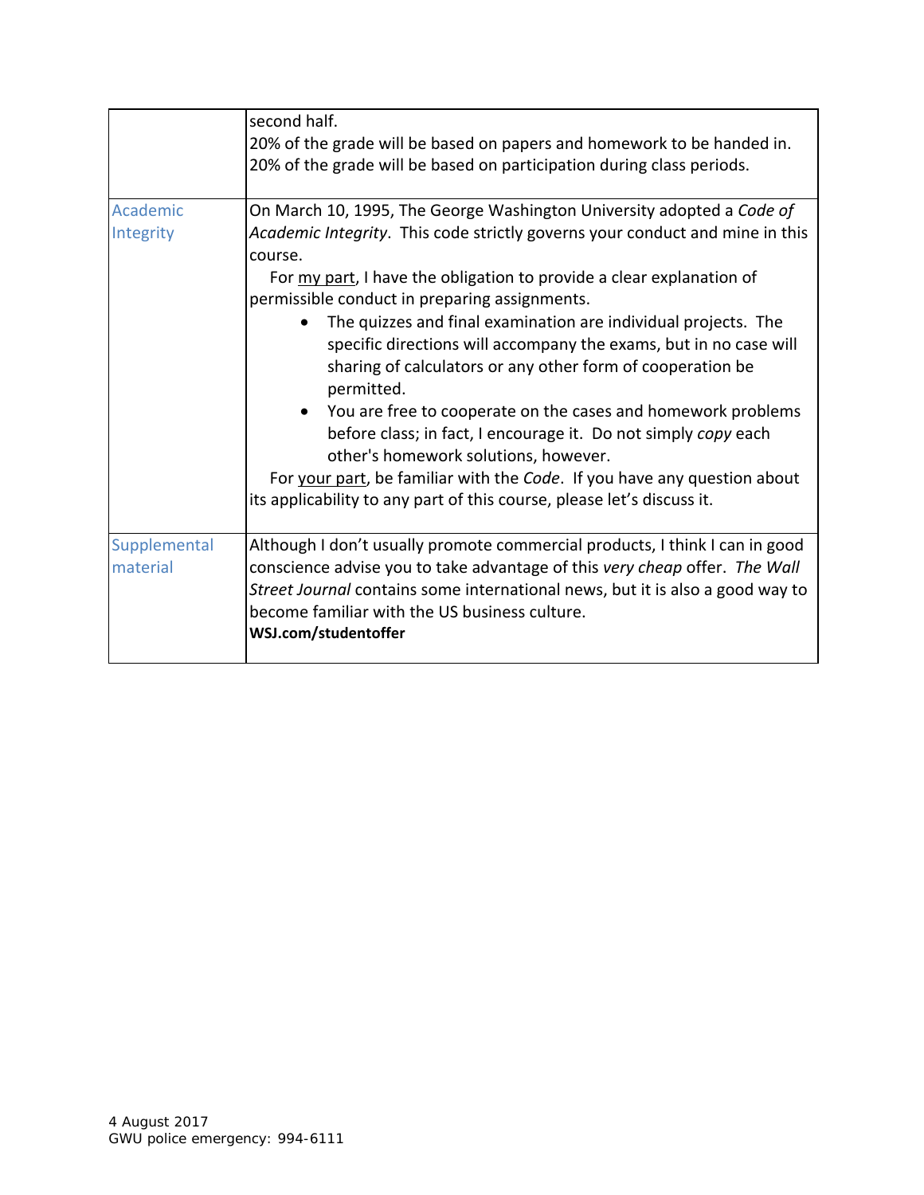| | |
|---|---|
| | second half.<br>20% of the grade will be based on papers and homework to be handed in.<br>20% of the grade will be based on participation during class periods. |
| Academic Integrity | On March 10, 1995, The George Washington University adopted a *Code of Academic Integrity*. This code strictly governs your conduct and mine in this course.<br>For my part, I have the obligation to provide a clear explanation of permissible conduct in preparing assignments.<br>• The quizzes and final examination are individual projects. The specific directions will accompany the exams, but in no case will sharing of calculators or any other form of cooperation be permitted.<br>• You are free to cooperate on the cases and homework problems before class; in fact, I encourage it. Do not simply *copy* each other's homework solutions, however.<br>For your part, be familiar with the *Code*. If you have any question about its applicability to any part of this course, please let's discuss it. |
| Supplemental material | Although I don't usually promote commercial products, I think I can in good conscience advise you to take advantage of this *very cheap* offer. *The Wall Street Journal* contains some international news, but it is also a good way to become familiar with the US business culture.<br>**WSJ.com/studentoffer** |

4 August 2017
GWU police emergency: 994-6111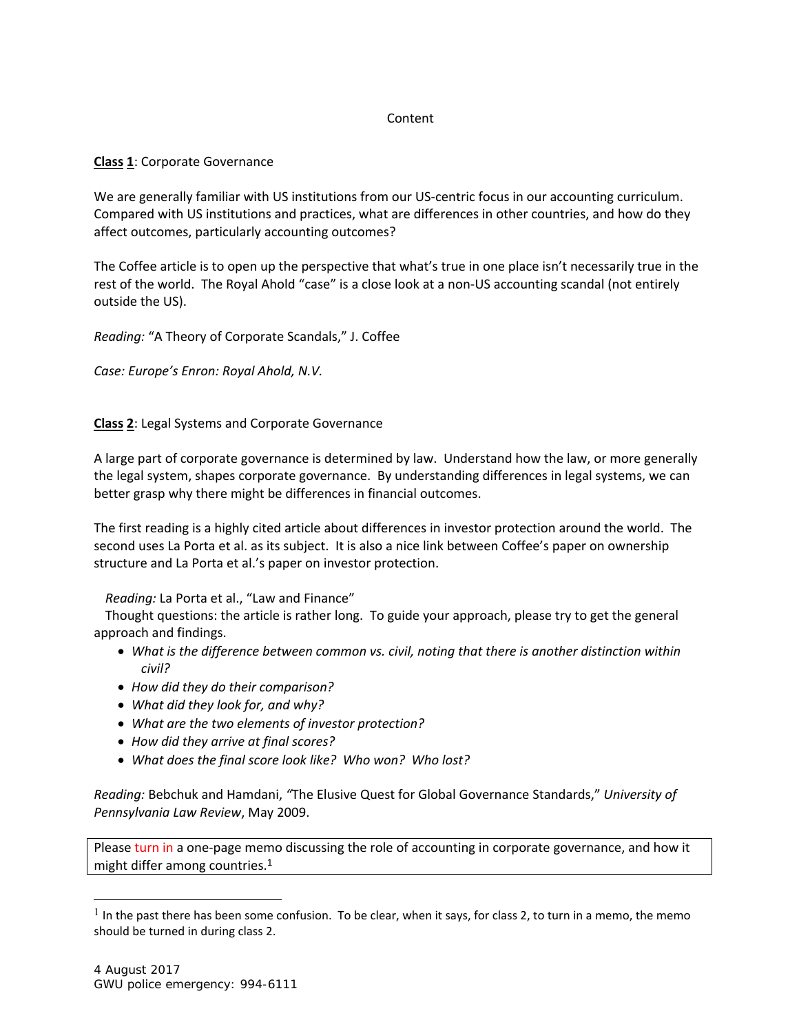# Content

**Class 1**: Corporate Governance

We are generally familiar with US institutions from our US-centric focus in our accounting curriculum. Compared with US institutions and practices, what are differences in other countries, and how do they affect outcomes, particularly accounting outcomes?

The Coffee article is to open up the perspective that what's true in one place isn't necessarily true in the rest of the world. The Royal Ahold "case" is a close look at a non-US accounting scandal (not entirely outside the US).

*Reading:* "A Theory of Corporate Scandals," J. Coffee

*Case: Europe's Enron: Royal Ahold, N.V.*

**Class 2**: Legal Systems and Corporate Governance

A large part of corporate governance is determined by law. Understand how the law, or more generally the legal system, shapes corporate governance. By understanding differences in legal systems, we can better grasp why there might be differences in financial outcomes.

The first reading is a highly cited article about differences in investor protection around the world. The second uses La Porta et al. as its subject. It is also a nice link between Coffee's paper on ownership structure and La Porta et al.'s paper on investor protection.

*Reading:* La Porta et al., "Law and Finance"

Thought questions: the article is rather long. To guide your approach, please try to get the general approach and findings.

- *What is the difference between common vs. civil, noting that there is another distinction within civil?*
- *How did they do their comparison?*
- *What did they look for, and why?*
- *What are the two elements of investor protection?*
- *How did they arrive at final scores?*
- *What does the final score look like? Who won? Who lost?*

*Reading:* Bebchuk and Hamdani, "The Elusive Quest for Global Governance Standards," *University of Pennsylvania Law Review*, May 2009.

Please turn in a one-page memo discussing the role of accounting in corporate governance, and how it might differ among countries.[1]

[1] In the past there has been some confusion. To be clear, when it says, for class 2, to turn in a memo, the memo should be turned in during class 2.

4 August 2017
GWU police emergency: 994-6111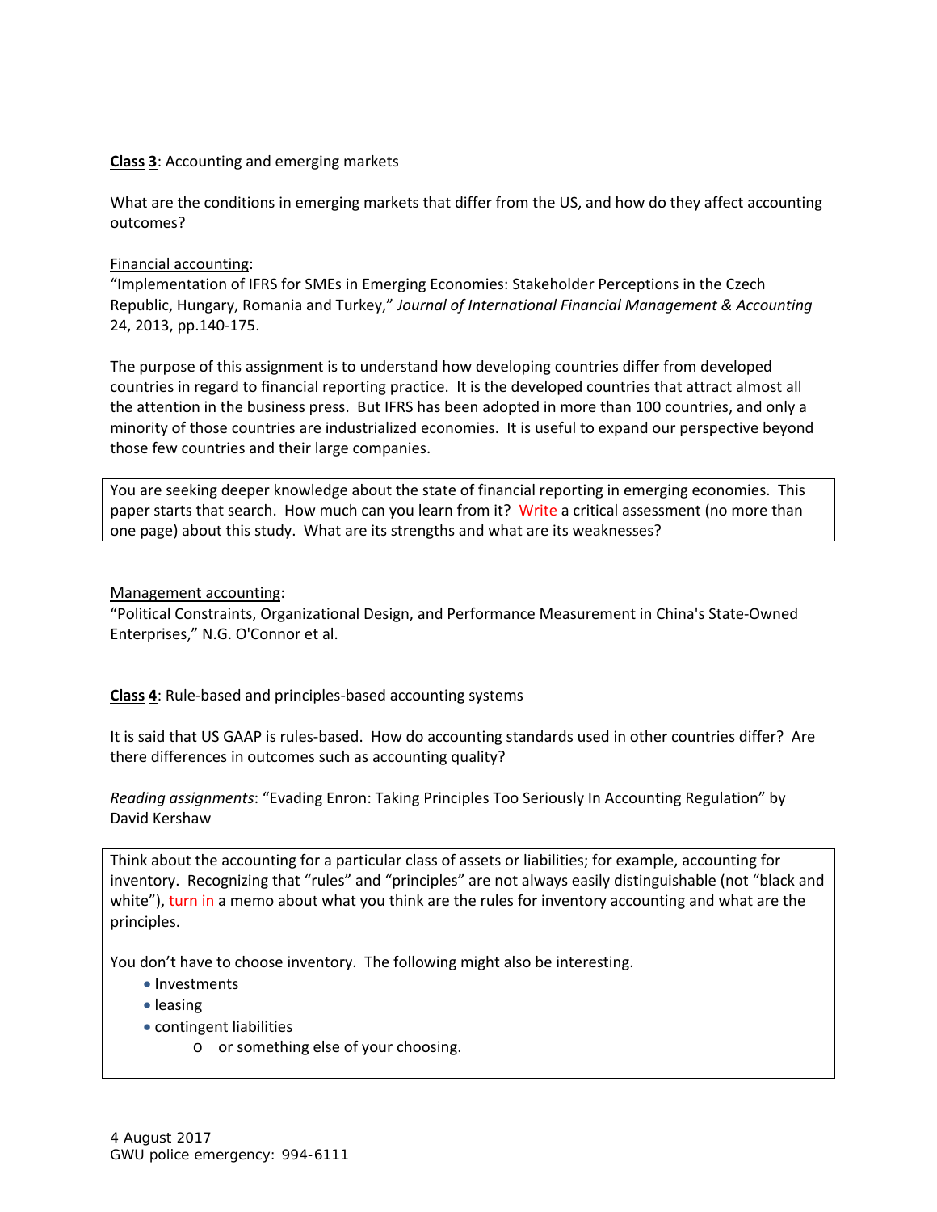**Class 3**: Accounting and emerging markets

What are the conditions in emerging markets that differ from the US, and how do they affect accounting outcomes?

Financial accounting:
"Implementation of IFRS for SMEs in Emerging Economies: Stakeholder Perceptions in the Czech Republic, Hungary, Romania and Turkey," *Journal of International Financial Management & Accounting* 24, 2013, pp.140-175.

The purpose of this assignment is to understand how developing countries differ from developed countries in regard to financial reporting practice. It is the developed countries that attract almost all the attention in the business press. But IFRS has been adopted in more than 100 countries, and only a minority of those countries are industrialized economies. It is useful to expand our perspective beyond those few countries and their large companies.

> You are seeking deeper knowledge about the state of financial reporting in emerging economies. This paper starts that search. How much can you learn from it? Write a critical assessment (no more than one page) about this study. What are its strengths and what are its weaknesses?

Management accounting:
"Political Constraints, Organizational Design, and Performance Measurement in China's State-Owned Enterprises," N.G. O'Connor et al.

**Class 4**: Rule-based and principles-based accounting systems

It is said that US GAAP is rules-based. How do accounting standards used in other countries differ? Are there differences in outcomes such as accounting quality?

*Reading assignments*: "Evading Enron: Taking Principles Too Seriously In Accounting Regulation" by David Kershaw

> Think about the accounting for a particular class of assets or liabilities; for example, accounting for inventory. Recognizing that "rules" and "principles" are not always easily distinguishable (not "black and white"), turn in a memo about what you think are the rules for inventory accounting and what are the principles.
>
> You don't have to choose inventory. The following might also be interesting.
>
> - Investments
> - leasing
> - contingent liabilities
>   - or something else of your choosing.

4 August 2017
GWU police emergency: 994-6111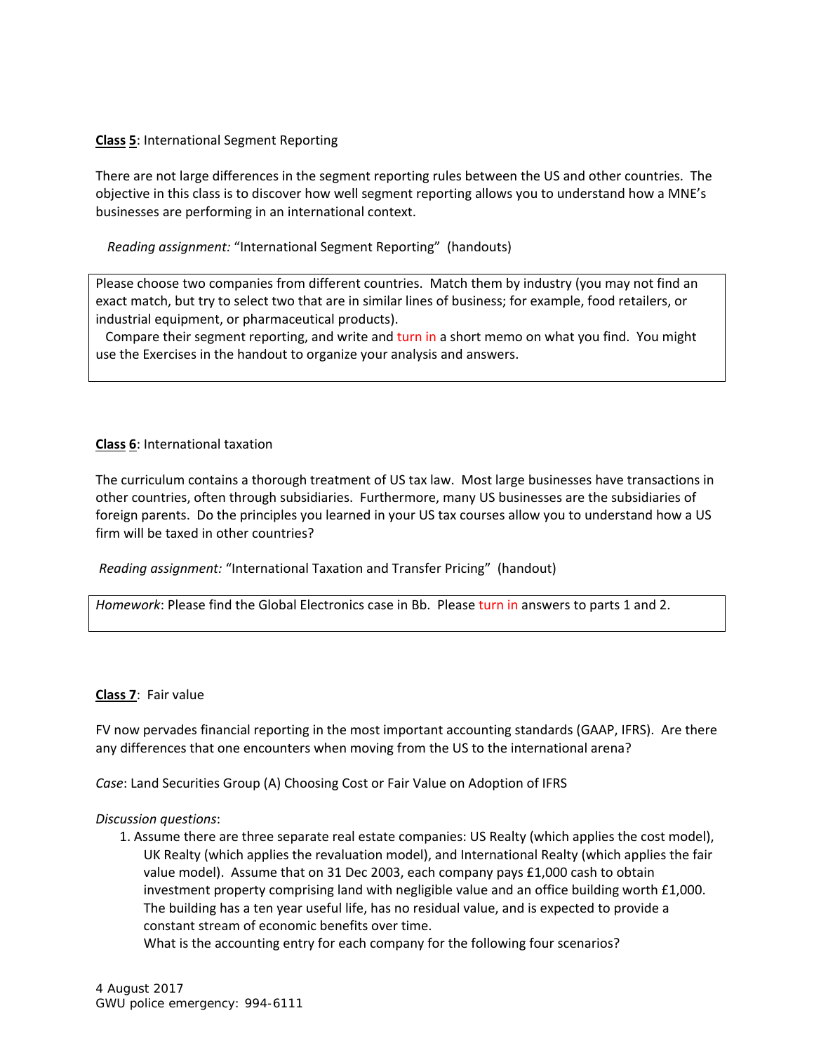**Class 5**: International Segment Reporting

There are not large differences in the segment reporting rules between the US and other countries. The objective in this class is to discover how well segment reporting allows you to understand how a MNE's businesses are performing in an international context.

*Reading assignment:* "International Segment Reporting" (handouts)

> Please choose two companies from different countries. Match them by industry (you may not find an exact match, but try to select two that are in similar lines of business; for example, food retailers, or industrial equipment, or pharmaceutical products).
>
> Compare their segment reporting, and write and turn in a short memo on what you find. You might use the Exercises in the handout to organize your analysis and answers.

**Class 6**: International taxation

The curriculum contains a thorough treatment of US tax law. Most large businesses have transactions in other countries, often through subsidiaries. Furthermore, many US businesses are the subsidiaries of foreign parents. Do the principles you learned in your US tax courses allow you to understand how a US firm will be taxed in other countries?

*Reading assignment:* "International Taxation and Transfer Pricing" (handout)

> *Homework*: Please find the Global Electronics case in Bb. Please turn in answers to parts 1 and 2.

**Class 7**: Fair value

FV now pervades financial reporting in the most important accounting standards (GAAP, IFRS). Are there any differences that one encounters when moving from the US to the international arena?

*Case*: Land Securities Group (A) Choosing Cost or Fair Value on Adoption of IFRS

*Discussion questions*:

1. Assume there are three separate real estate companies: US Realty (which applies the cost model), UK Realty (which applies the revaluation model), and International Realty (which applies the fair value model). Assume that on 31 Dec 2003, each company pays £1,000 cash to obtain investment property comprising land with negligible value and an office building worth £1,000. The building has a ten year useful life, has no residual value, and is expected to provide a constant stream of economic benefits over time.
   What is the accounting entry for each company for the following four scenarios?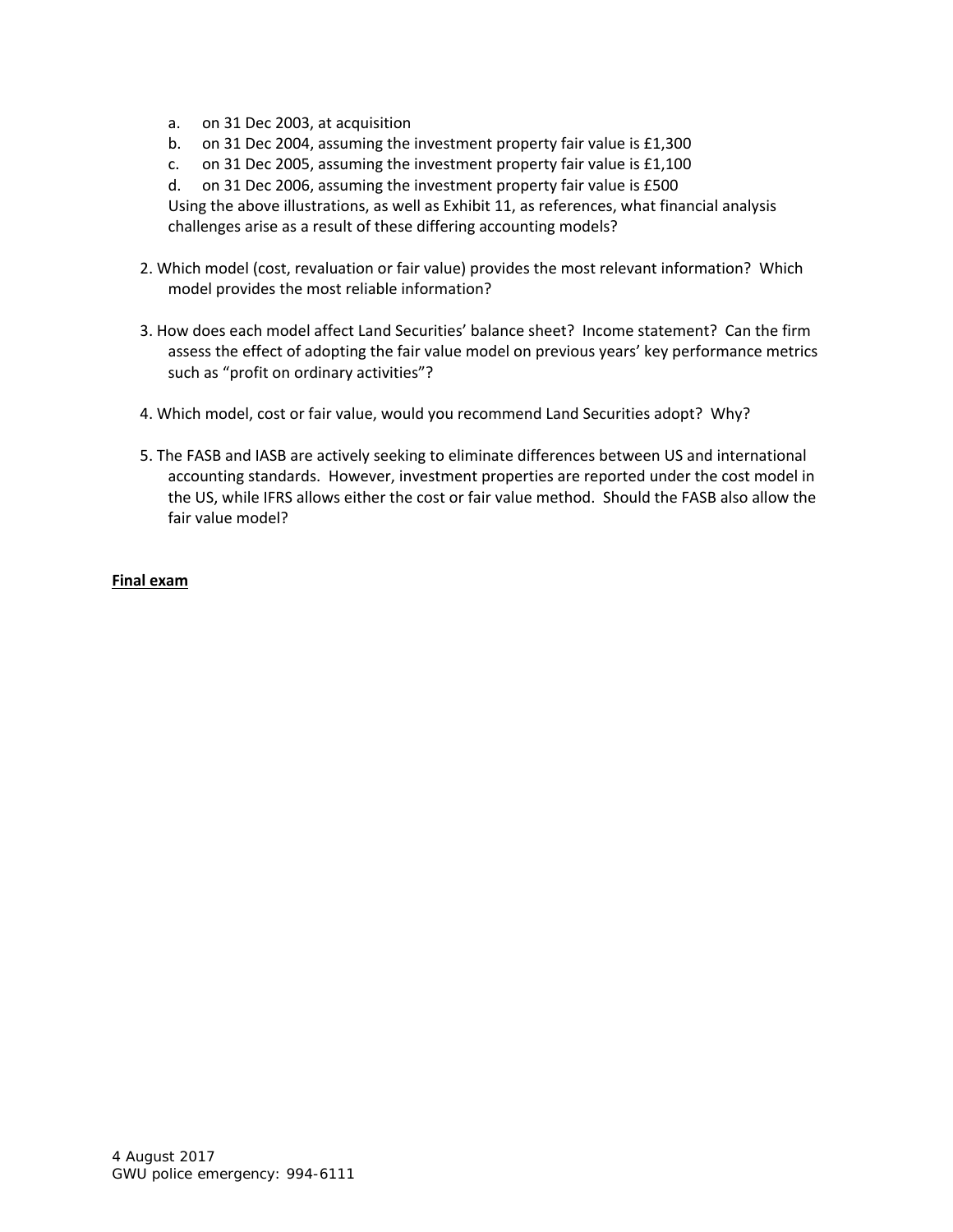a. on 31 Dec 2003, at acquisition
b. on 31 Dec 2004, assuming the investment property fair value is £1,300
c. on 31 Dec 2005, assuming the investment property fair value is £1,100
d. on 31 Dec 2006, assuming the investment property fair value is £500

Using the above illustrations, as well as Exhibit 11, as references, what financial analysis challenges arise as a result of these differing accounting models?

2. Which model (cost, revaluation or fair value) provides the most relevant information? Which model provides the most reliable information?

3. How does each model affect Land Securities' balance sheet? Income statement? Can the firm assess the effect of adopting the fair value model on previous years' key performance metrics such as "profit on ordinary activities"?

4. Which model, cost or fair value, would you recommend Land Securities adopt? Why?

5. The FASB and IASB are actively seeking to eliminate differences between US and international accounting standards. However, investment properties are reported under the cost model in the US, while IFRS allows either the cost or fair value method. Should the FASB also allow the fair value model?

**Final exam**